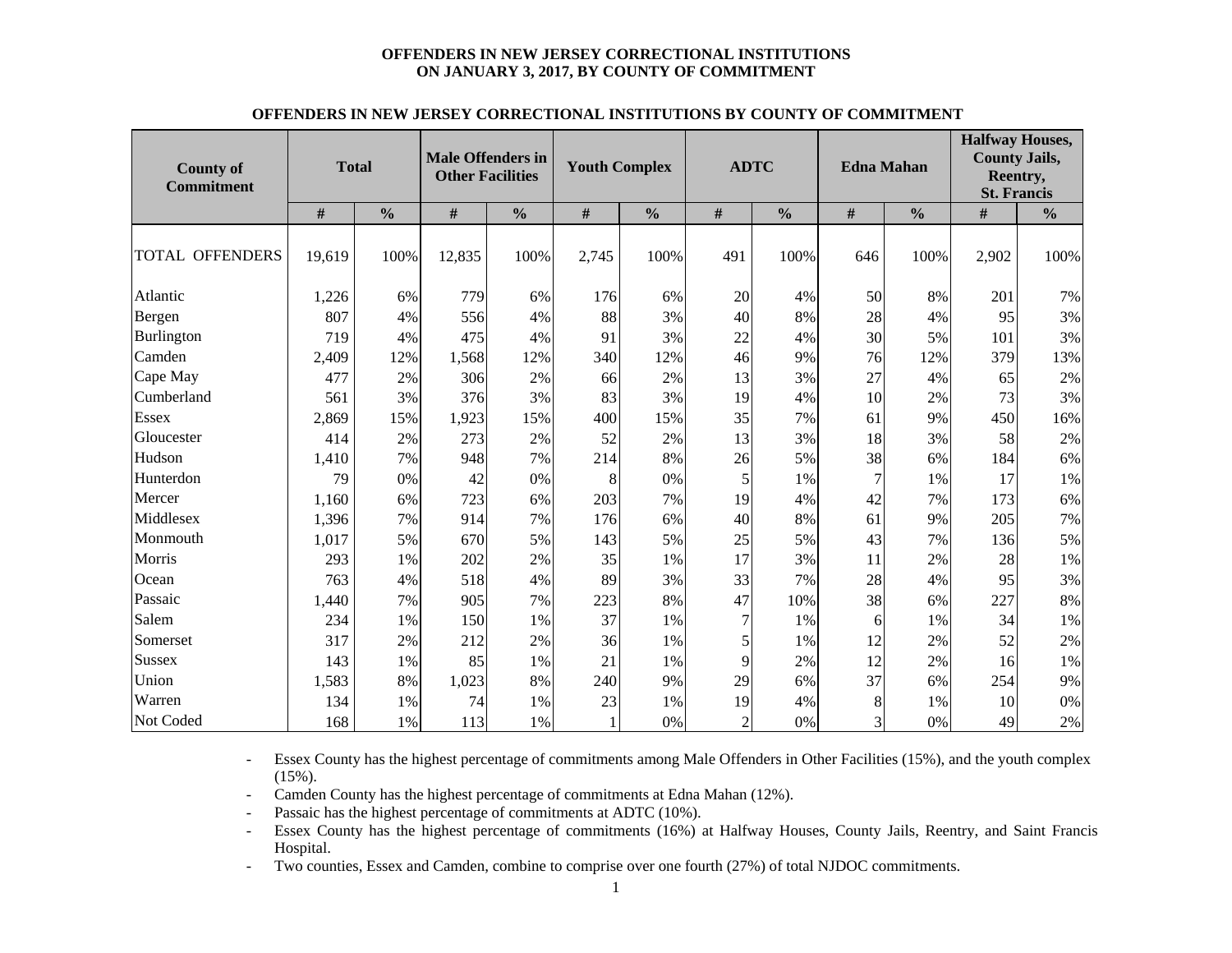# OFFENDERS IN NEW JERSEY CORRECTIONAL INSTITUTIONS ON JANUARY 3, 2017, BY COUNTY OF COMMITMENT

## OFFENDERS IN NEW JERSEY CORRECTIONAL INSTITUTIONS BY COUNTY OF COMMITMENT

| County of Commitment | Total | | Male Offenders in Other Facilities | | Youth Complex | | ADTC | | Edna Mahan | | Halfway Houses, County Jails, Reentry, St. Francis | |
|---|---|---|---|---|---|---|---|---|---|---|---|---|
| | # | % | # | % | # | % | # | % | # | % | # | % |
| TOTAL OFFENDERS | 19,619 | 100% | 12,835 | 100% | 2,745 | 100% | 491 | 100% | 646 | 100% | 2,902 | 100% |
| Atlantic | 1,226 | 6% | 779 | 6% | 176 | 6% | 20 | 4% | 50 | 8% | 201 | 7% |
| Bergen | 807 | 4% | 556 | 4% | 88 | 3% | 40 | 8% | 28 | 4% | 95 | 3% |
| Burlington | 719 | 4% | 475 | 4% | 91 | 3% | 22 | 4% | 30 | 5% | 101 | 3% |
| Camden | 2,409 | 12% | 1,568 | 12% | 340 | 12% | 46 | 9% | 76 | 12% | 379 | 13% |
| Cape May | 477 | 2% | 306 | 2% | 66 | 2% | 13 | 3% | 27 | 4% | 65 | 2% |
| Cumberland | 561 | 3% | 376 | 3% | 83 | 3% | 19 | 4% | 10 | 2% | 73 | 3% |
| Essex | 2,869 | 15% | 1,923 | 15% | 400 | 15% | 35 | 7% | 61 | 9% | 450 | 16% |
| Gloucester | 414 | 2% | 273 | 2% | 52 | 2% | 13 | 3% | 18 | 3% | 58 | 2% |
| Hudson | 1,410 | 7% | 948 | 7% | 214 | 8% | 26 | 5% | 38 | 6% | 184 | 6% |
| Hunterdon | 79 | 0% | 42 | 0% | 8 | 0% | 5 | 1% | 7 | 1% | 17 | 1% |
| Mercer | 1,160 | 6% | 723 | 6% | 203 | 7% | 19 | 4% | 42 | 7% | 173 | 6% |
| Middlesex | 1,396 | 7% | 914 | 7% | 176 | 6% | 40 | 8% | 61 | 9% | 205 | 7% |
| Monmouth | 1,017 | 5% | 670 | 5% | 143 | 5% | 25 | 5% | 43 | 7% | 136 | 5% |
| Morris | 293 | 1% | 202 | 2% | 35 | 1% | 17 | 3% | 11 | 2% | 28 | 1% |
| Ocean | 763 | 4% | 518 | 4% | 89 | 3% | 33 | 7% | 28 | 4% | 95 | 3% |
| Passaic | 1,440 | 7% | 905 | 7% | 223 | 8% | 47 | 10% | 38 | 6% | 227 | 8% |
| Salem | 234 | 1% | 150 | 1% | 37 | 1% | 7 | 1% | 6 | 1% | 34 | 1% |
| Somerset | 317 | 2% | 212 | 2% | 36 | 1% | 5 | 1% | 12 | 2% | 52 | 2% |
| Sussex | 143 | 1% | 85 | 1% | 21 | 1% | 9 | 2% | 12 | 2% | 16 | 1% |
| Union | 1,583 | 8% | 1,023 | 8% | 240 | 9% | 29 | 6% | 37 | 6% | 254 | 9% |
| Warren | 134 | 1% | 74 | 1% | 23 | 1% | 19 | 4% | 8 | 1% | 10 | 0% |
| Not Coded | 168 | 1% | 113 | 1% | 1 | 0% | 2 | 0% | 3 | 0% | 49 | 2% |

- Essex County has the highest percentage of commitments among Male Offenders in Other Facilities (15%), and the youth complex (15%).
- Camden County has the highest percentage of commitments at Edna Mahan (12%).
- Passaic has the highest percentage of commitments at ADTC (10%).
- Essex County has the highest percentage of commitments (16%) at Halfway Houses, County Jails, Reentry, and Saint Francis Hospital.
- Two counties, Essex and Camden, combine to comprise over one fourth (27%) of total NJDOC commitments.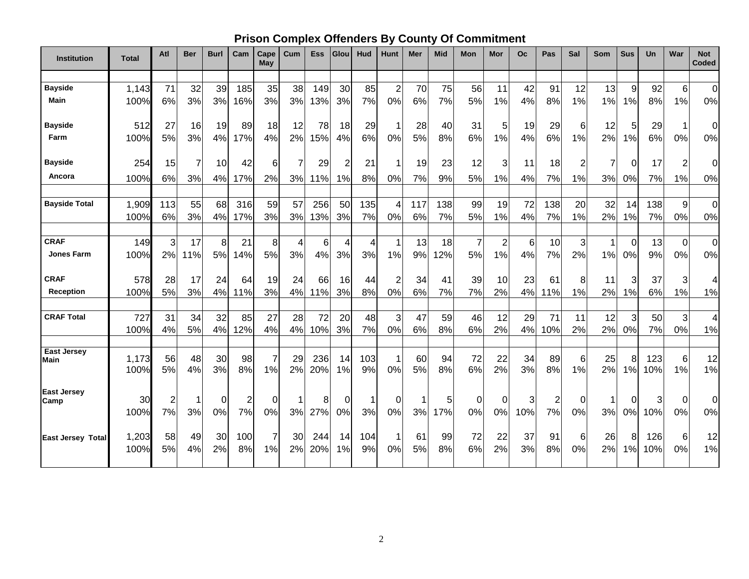## Prison Complex Offenders By County Of Commitment

| Institution | Total | Atl | Ber | Burl | Cam | Cape May | Cum | Ess | Glou | Hud | Hunt | Mer | Mid | Mon | Mor | Oc | Pas | Sal | Som | Sus | Un | War | Not Coded |
|---|---|---|---|---|---|---|---|---|---|---|---|---|---|---|---|---|---|---|---|---|---|---|---|
| **Bayside Main** | 1,143 | 71 | 32 | 39 | 185 | 35 | 38 | 149 | 30 | 85 | 2 | 70 | 75 | 56 | 11 | 42 | 91 | 12 | 13 | 9 | 92 | 6 | 0 |
| | 100% | 6% | 3% | 3% | 16% | 3% | 3% | 13% | 3% | 7% | 0% | 6% | 7% | 5% | 1% | 4% | 8% | 1% | 1% | 1% | 8% | 1% | 0% |
| **Bayside Farm** | 512 | 27 | 16 | 19 | 89 | 18 | 12 | 78 | 18 | 29 | 1 | 28 | 40 | 31 | 5 | 19 | 29 | 6 | 12 | 5 | 29 | 1 | 0 |
| | 100% | 5% | 3% | 4% | 17% | 4% | 2% | 15% | 4% | 6% | 0% | 5% | 8% | 6% | 1% | 4% | 6% | 1% | 2% | 1% | 6% | 0% | 0% |
| **Bayside Ancora** | 254 | 15 | 7 | 10 | 42 | 6 | 7 | 29 | 2 | 21 | 1 | 19 | 23 | 12 | 3 | 11 | 18 | 2 | 7 | 0 | 17 | 2 | 0 |
| | 100% | 6% | 3% | 4% | 17% | 2% | 3% | 11% | 1% | 8% | 0% | 7% | 9% | 5% | 1% | 4% | 7% | 1% | 3% | 0% | 7% | 1% | 0% |
| **Bayside Total** | 1,909 | 113 | 55 | 68 | 316 | 59 | 57 | 256 | 50 | 135 | 4 | 117 | 138 | 99 | 19 | 72 | 138 | 20 | 32 | 14 | 138 | 9 | 0 |
| | 100% | 6% | 3% | 4% | 17% | 3% | 3% | 13% | 3% | 7% | 0% | 6% | 7% | 5% | 1% | 4% | 7% | 1% | 2% | 1% | 7% | 0% | 0% |
| **CRAF Jones Farm** | 149 | 3 | 17 | 8 | 21 | 8 | 4 | 6 | 4 | 4 | 1 | 13 | 18 | 7 | 2 | 6 | 10 | 3 | 1 | 0 | 13 | 0 | 0 |
| | 100% | 2% | 11% | 5% | 14% | 5% | 3% | 4% | 3% | 3% | 1% | 9% | 12% | 5% | 1% | 4% | 7% | 2% | 1% | 0% | 9% | 0% | 0% |
| **CRAF Reception** | 578 | 28 | 17 | 24 | 64 | 19 | 24 | 66 | 16 | 44 | 2 | 34 | 41 | 39 | 10 | 23 | 61 | 8 | 11 | 3 | 37 | 3 | 4 |
| | 100% | 5% | 3% | 4% | 11% | 3% | 4% | 11% | 3% | 8% | 0% | 6% | 7% | 7% | 2% | 4% | 11% | 1% | 2% | 1% | 6% | 1% | 1% |
| **CRAF Total** | 727 | 31 | 34 | 32 | 85 | 27 | 28 | 72 | 20 | 48 | 3 | 47 | 59 | 46 | 12 | 29 | 71 | 11 | 12 | 3 | 50 | 3 | 4 |
| | 100% | 4% | 5% | 4% | 12% | 4% | 4% | 10% | 3% | 7% | 0% | 6% | 8% | 6% | 2% | 4% | 10% | 2% | 2% | 0% | 7% | 0% | 1% |
| **East Jersey Main** | 1,173 | 56 | 48 | 30 | 98 | 7 | 29 | 236 | 14 | 103 | 1 | 60 | 94 | 72 | 22 | 34 | 89 | 6 | 25 | 8 | 123 | 6 | 12 |
| | 100% | 5% | 4% | 3% | 8% | 1% | 2% | 20% | 1% | 9% | 0% | 5% | 8% | 6% | 2% | 3% | 8% | 1% | 2% | 1% | 10% | 1% | 1% |
| **East Jersey Camp** | 30 | 2 | 1 | 0 | 2 | 0 | 1 | 8 | 0 | 1 | 0 | 1 | 5 | 0 | 0 | 3 | 2 | 0 | 1 | 0 | 3 | 0 | 0 |
| | 100% | 7% | 3% | 0% | 7% | 0% | 3% | 27% | 0% | 3% | 0% | 3% | 17% | 0% | 0% | 10% | 7% | 0% | 3% | 0% | 10% | 0% | 0% |
| **East Jersey Total** | 1,203 | 58 | 49 | 30 | 100 | 7 | 30 | 244 | 14 | 104 | 1 | 61 | 99 | 72 | 22 | 37 | 91 | 6 | 26 | 8 | 126 | 6 | 12 |
| | 100% | 5% | 4% | 2% | 8% | 1% | 2% | 20% | 1% | 9% | 0% | 5% | 8% | 6% | 2% | 3% | 8% | 0% | 2% | 1% | 10% | 0% | 1% |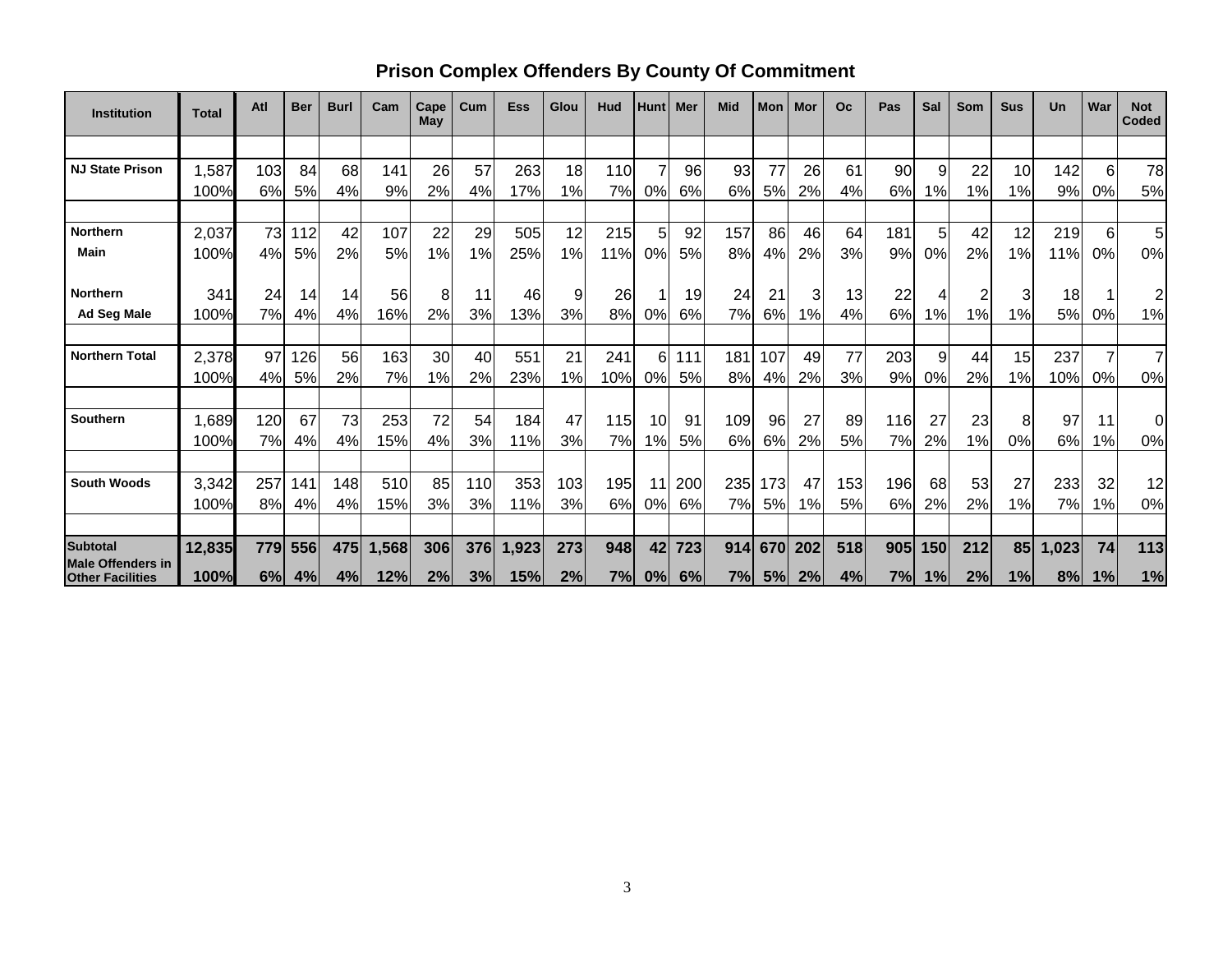## Prison Complex Offenders By County Of Commitment

| Institution | Total | Atl | Ber | Burl | Cam | Cape May | Cum | Ess | Glou | Hud | Hunt | Mer | Mid | Mon | Mor | Oc | Pas | Sal | Som | Sus | Un | War | Not Coded |
|---|---|---|---|---|---|---|---|---|---|---|---|---|---|---|---|---|---|---|---|---|---|---|---|
| **NJ State Prison** | 1,587 | 103 | 84 | 68 | 141 | 26 | 57 | 263 | 18 | 110 | 7 | 96 | 93 | 77 | 26 | 61 | 90 | 9 | 22 | 10 | 142 | 6 | 78 |
| | 100% | 6% | 5% | 4% | 9% | 2% | 4% | 17% | 1% | 7% | 0% | 6% | 6% | 5% | 2% | 4% | 6% | 1% | 1% | 1% | 9% | 0% | 5% |
| **Northern Main** | 2,037 | 73 | 112 | 42 | 107 | 22 | 29 | 505 | 12 | 215 | 5 | 92 | 157 | 86 | 46 | 64 | 181 | 5 | 42 | 12 | 219 | 6 | 5 |
| | 100% | 4% | 5% | 2% | 5% | 1% | 1% | 25% | 1% | 11% | 0% | 5% | 8% | 4% | 2% | 3% | 9% | 0% | 2% | 1% | 11% | 0% | 0% |
| **Northern Ad Seg Male** | 341 | 24 | 14 | 14 | 56 | 8 | 11 | 46 | 9 | 26 | 1 | 19 | 24 | 21 | 3 | 13 | 22 | 4 | 2 | 3 | 18 | 1 | 2 |
| | 100% | 7% | 4% | 4% | 16% | 2% | 3% | 13% | 3% | 8% | 0% | 6% | 7% | 6% | 1% | 4% | 6% | 1% | 1% | 1% | 5% | 0% | 1% |
| **Northern Total** | 2,378 | 97 | 126 | 56 | 163 | 30 | 40 | 551 | 21 | 241 | 6 | 111 | 181 | 107 | 49 | 77 | 203 | 9 | 44 | 15 | 237 | 7 | 7 |
| | 100% | 4% | 5% | 2% | 7% | 1% | 2% | 23% | 1% | 10% | 0% | 5% | 8% | 4% | 2% | 3% | 9% | 0% | 2% | 1% | 10% | 0% | 0% |
| **Southern** | 1,689 | 120 | 67 | 73 | 253 | 72 | 54 | 184 | 47 | 115 | 10 | 91 | 109 | 96 | 27 | 89 | 116 | 27 | 23 | 8 | 97 | 11 | 0 |
| | 100% | 7% | 4% | 4% | 15% | 4% | 3% | 11% | 3% | 7% | 1% | 5% | 6% | 6% | 2% | 5% | 7% | 2% | 1% | 0% | 6% | 1% | 0% |
| **South Woods** | 3,342 | 257 | 141 | 148 | 510 | 85 | 110 | 353 | 103 | 195 | 11 | 200 | 235 | 173 | 47 | 153 | 196 | 68 | 53 | 27 | 233 | 32 | 12 |
| | 100% | 8% | 4% | 4% | 15% | 3% | 3% | 11% | 3% | 6% | 0% | 6% | 7% | 5% | 1% | 5% | 6% | 2% | 2% | 1% | 7% | 1% | 0% |
| **Subtotal Male Offenders in Other Facilities** | **12,835** | **779** | **556** | **475** | **1,568** | **306** | **376** | **1,923** | **273** | **948** | **42** | **723** | **914** | **670** | **202** | **518** | **905** | **150** | **212** | **85** | **1,023** | **74** | **113** |
| | **100%** | **6%** | **4%** | **4%** | **12%** | **2%** | **3%** | **15%** | **2%** | **7%** | **0%** | **6%** | **7%** | **5%** | **2%** | **4%** | **7%** | **1%** | **2%** | **1%** | **8%** | **1%** | **1%** |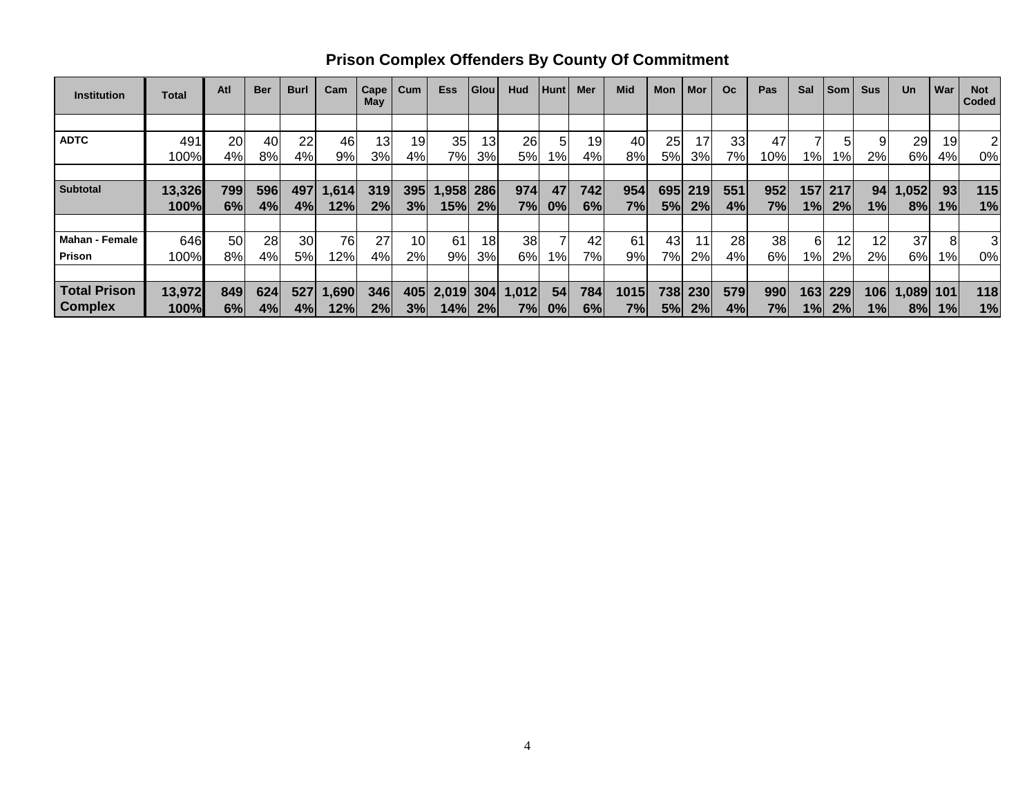## Prison Complex Offenders By County Of Commitment

| Institution | Total | Atl | Ber | Burl | Cam | Cape May | Cum | Ess | Glou | Hud | Hunt | Mer | Mid | Mon | Mor | Oc | Pas | Sal | Som | Sus | Un | War | Not Coded |
|---|---|---|---|---|---|---|---|---|---|---|---|---|---|---|---|---|---|---|---|---|---|---|---|
| ADTC | 491<br>100% | 20<br>4% | 40<br>8% | 22<br>4% | 46<br>9% | 13<br>3% | 19<br>4% | 35<br>7% | 13<br>3% | 26<br>5% | 5<br>1% | 19<br>4% | 40<br>8% | 25<br>5% | 17<br>3% | 33<br>7% | 47<br>10% | 7<br>1% | 5<br>1% | 9<br>2% | 29<br>6% | 19<br>4% | 2<br>0% |
| **Subtotal** | **13,326<br>100%** | **799<br>6%** | **596<br>4%** | **497<br>4%** | **1,614<br>12%** | **319<br>2%** | **395<br>3%** | **1,958<br>15%** | **286<br>2%** | **974<br>7%** | **47<br>0%** | **742<br>6%** | **954<br>7%** | **695<br>5%** | **219<br>2%** | **551<br>4%** | **952<br>7%** | **157<br>1%** | **217<br>2%** | **94<br>1%** | **1,052<br>8%** | **93<br>1%** | **115<br>1%** |
| Mahan - Female Prison | 646<br>100% | 50<br>8% | 28<br>4% | 30<br>5% | 76<br>12% | 27<br>4% | 10<br>2% | 61<br>9% | 18<br>3% | 38<br>6% | 7<br>1% | 42<br>7% | 61<br>9% | 43<br>7% | 11<br>2% | 28<br>4% | 38<br>6% | 6<br>1% | 12<br>2% | 12<br>2% | 37<br>6% | 8<br>1% | 3<br>0% |
| **Total Prison Complex** | **13,972<br>100%** | **849<br>6%** | **624<br>4%** | **527<br>4%** | **1,690<br>12%** | **346<br>2%** | **405<br>3%** | **2,019<br>14%** | **304<br>2%** | **1,012<br>7%** | **54<br>0%** | **784<br>6%** | **1015<br>7%** | **738<br>5%** | **230<br>2%** | **579<br>4%** | **990<br>7%** | **163<br>1%** | **229<br>2%** | **106<br>1%** | **1,089<br>8%** | **101<br>1%** | **118<br>1%** |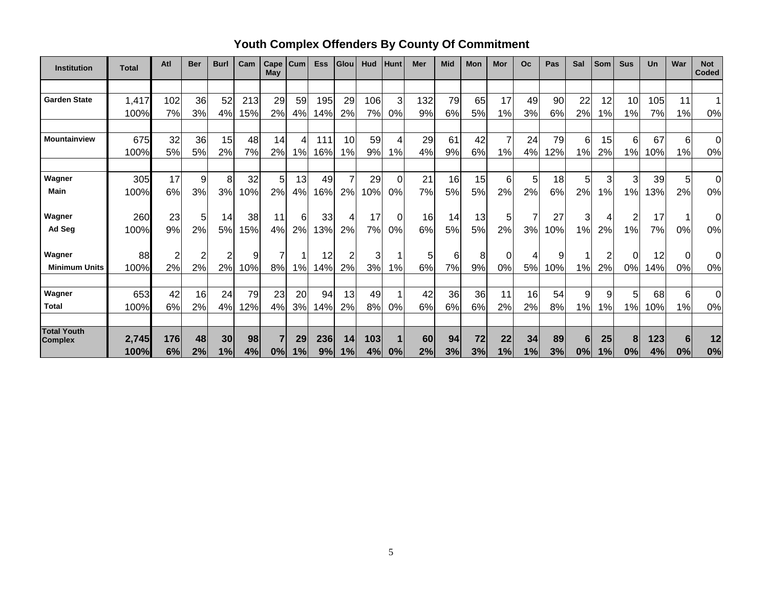## Youth Complex Offenders By County Of Commitment

| Institution | Total | Atl | Ber | Burl | Cam | Cape May | Cum | Ess | Glou | Hud | Hunt | Mer | Mid | Mon | Mor | Oc | Pas | Sal | Som | Sus | Un | War | Not Coded |
|---|---|---|---|---|---|---|---|---|---|---|---|---|---|---|---|---|---|---|---|---|---|---|---|
| Garden State | 1,417 | 102 | 36 | 52 | 213 | 29 | 59 | 195 | 29 | 106 | 3 | 132 | 79 | 65 | 17 | 49 | 90 | 22 | 12 | 10 | 105 | 11 | 1 |
| | 100% | 7% | 3% | 4% | 15% | 2% | 4% | 14% | 2% | 7% | 0% | 9% | 6% | 5% | 1% | 3% | 6% | 2% | 1% | 1% | 7% | 1% | 0% |
| Mountainview | 675 | 32 | 36 | 15 | 48 | 14 | 4 | 111 | 10 | 59 | 4 | 29 | 61 | 42 | 7 | 24 | 79 | 6 | 15 | 6 | 67 | 6 | 0 |
| | 100% | 5% | 5% | 2% | 7% | 2% | 1% | 16% | 1% | 9% | 1% | 4% | 9% | 6% | 1% | 4% | 12% | 1% | 2% | 1% | 10% | 1% | 0% |
| Wagner | 305 | 17 | 9 | 8 | 32 | 5 | 13 | 49 | 7 | 29 | 0 | 21 | 16 | 15 | 6 | 5 | 18 | 5 | 3 | 3 | 39 | 5 | 0 |
| Main | 100% | 6% | 3% | 3% | 10% | 2% | 4% | 16% | 2% | 10% | 0% | 7% | 5% | 5% | 2% | 2% | 6% | 2% | 1% | 1% | 13% | 2% | 0% |
| Wagner | 260 | 23 | 5 | 14 | 38 | 11 | 6 | 33 | 4 | 17 | 0 | 16 | 14 | 13 | 5 | 7 | 27 | 3 | 4 | 2 | 17 | 1 | 0 |
| Ad Seg | 100% | 9% | 2% | 5% | 15% | 4% | 2% | 13% | 2% | 7% | 0% | 6% | 5% | 5% | 2% | 3% | 10% | 1% | 2% | 1% | 7% | 0% | 0% |
| Wagner | 88 | 2 | 2 | 2 | 9 | 7 | 1 | 12 | 2 | 3 | 1 | 5 | 6 | 8 | 0 | 4 | 9 | 1 | 2 | 0 | 12 | 0 | 0 |
| Minimum Units | 100% | 2% | 2% | 2% | 10% | 8% | 1% | 14% | 2% | 3% | 1% | 6% | 7% | 9% | 0% | 5% | 10% | 1% | 2% | 0% | 14% | 0% | 0% |
| Wagner | 653 | 42 | 16 | 24 | 79 | 23 | 20 | 94 | 13 | 49 | 1 | 42 | 36 | 36 | 11 | 16 | 54 | 9 | 9 | 5 | 68 | 6 | 0 |
| Total | 100% | 6% | 2% | 4% | 12% | 4% | 3% | 14% | 2% | 8% | 0% | 6% | 6% | 6% | 2% | 2% | 8% | 1% | 1% | 1% | 10% | 1% | 0% |
| **Total Youth Complex** | **2,745** | **176** | **48** | **30** | **98** | **7** | **29** | **236** | **14** | **103** | **1** | **60** | **94** | **72** | **22** | **34** | **89** | **6** | **25** | **8** | **123** | **6** | **12** |
| | **100%** | **6%** | **2%** | **1%** | **4%** | **0%** | **1%** | **9%** | **1%** | **4%** | **0%** | **2%** | **3%** | **3%** | **1%** | **1%** | **3%** | **0%** | **1%** | **0%** | **4%** | **0%** | **0%** |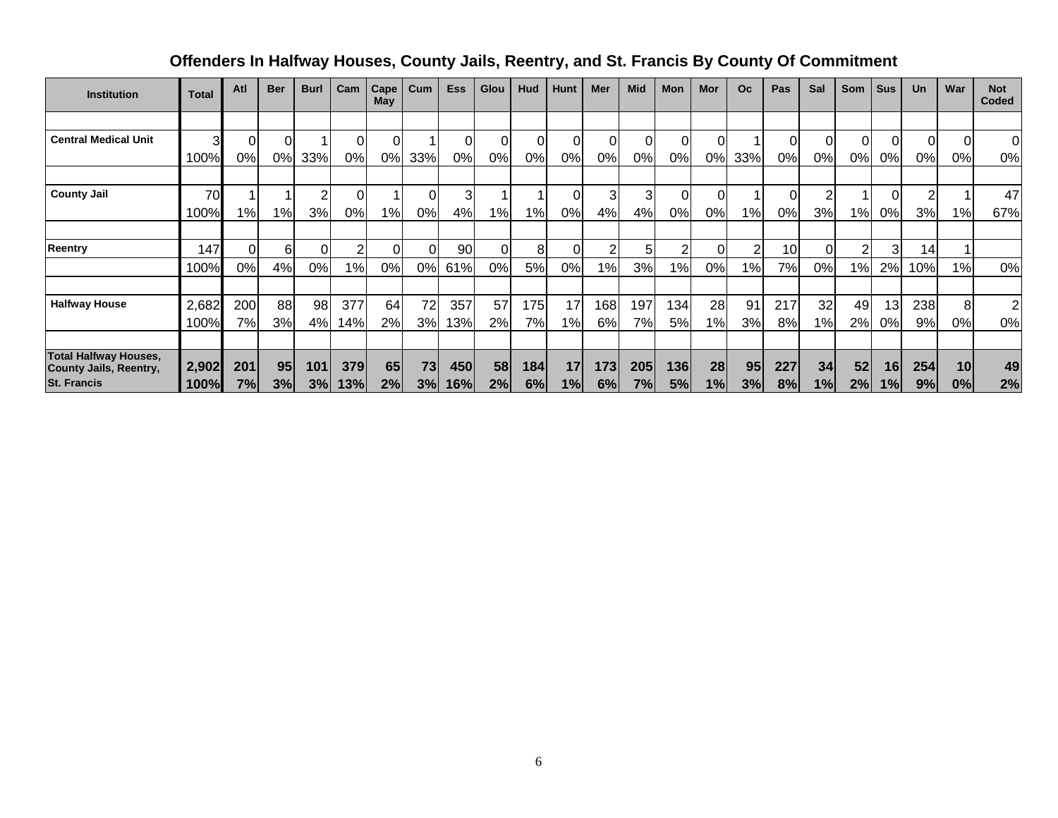## Offenders In Halfway Houses, County Jails, Reentry, and St. Francis By County Of Commitment

| Institution | Total | Atl | Ber | Burl | Cam | Cape May | Cum | Ess | Glou | Hud | Hunt | Mer | Mid | Mon | Mor | Oc | Pas | Sal | Som | Sus | Un | War | Not Coded |
|---|---|---|---|---|---|---|---|---|---|---|---|---|---|---|---|---|---|---|---|---|---|---|---|
| Central Medical Unit | 3 | 0 | 0 | 1 | 0 | 0 | 1 | 0 | 0 | 0 | 0 | 0 | 0 | 0 | 0 | 1 | 0 | 0 | 0 | 0 | 0 | 0 | 0 |
| | 100% | 0% | 0% | 33% | 0% | 0% | 33% | 0% | 0% | 0% | 0% | 0% | 0% | 0% | 0% | 33% | 0% | 0% | 0% | 0% | 0% | 0% | 0% |
| County Jail | 70 | 1 | 1 | 2 | 0 | 1 | 0 | 3 | 1 | 1 | 0 | 3 | 3 | 0 | 0 | 1 | 0 | 2 | 1 | 0 | 2 | 1 | 47 |
| | 100% | 1% | 1% | 3% | 0% | 1% | 0% | 4% | 1% | 1% | 0% | 4% | 4% | 0% | 0% | 1% | 0% | 3% | 1% | 0% | 3% | 1% | 67% |
| Reentry | 147 | 0 | 6 | 0 | 2 | 0 | 0 | 90 | 0 | 8 | 0 | 2 | 5 | 2 | 0 | 2 | 10 | 0 | 2 | 3 | 14 | 1 | |
| | 100% | 0% | 4% | 0% | 1% | 0% | 0% | 61% | 0% | 5% | 0% | 1% | 3% | 1% | 0% | 1% | 7% | 0% | 1% | 2% | 10% | 1% | 0% |
| Halfway House | 2,682 | 200 | 88 | 98 | 377 | 64 | 72 | 357 | 57 | 175 | 17 | 168 | 197 | 134 | 28 | 91 | 217 | 32 | 49 | 13 | 238 | 8 | 2 |
| | 100% | 7% | 3% | 4% | 14% | 2% | 3% | 13% | 2% | 7% | 1% | 6% | 7% | 5% | 1% | 3% | 8% | 1% | 2% | 0% | 9% | 0% | 0% |
| **Total Halfway Houses, County Jails, Reentry, St. Francis** | **2,902** | **201** | **95** | **101** | **379** | **65** | **73** | **450** | **58** | **184** | **17** | **173** | **205** | **136** | **28** | **95** | **227** | **34** | **52** | **16** | **254** | **10** | **49** |
| | **100%** | **7%** | **3%** | **3%** | **13%** | **2%** | **3%** | **16%** | **2%** | **6%** | **1%** | **6%** | **7%** | **5%** | **1%** | **3%** | **8%** | **1%** | **2%** | **1%** | **9%** | **0%** | **2%** |